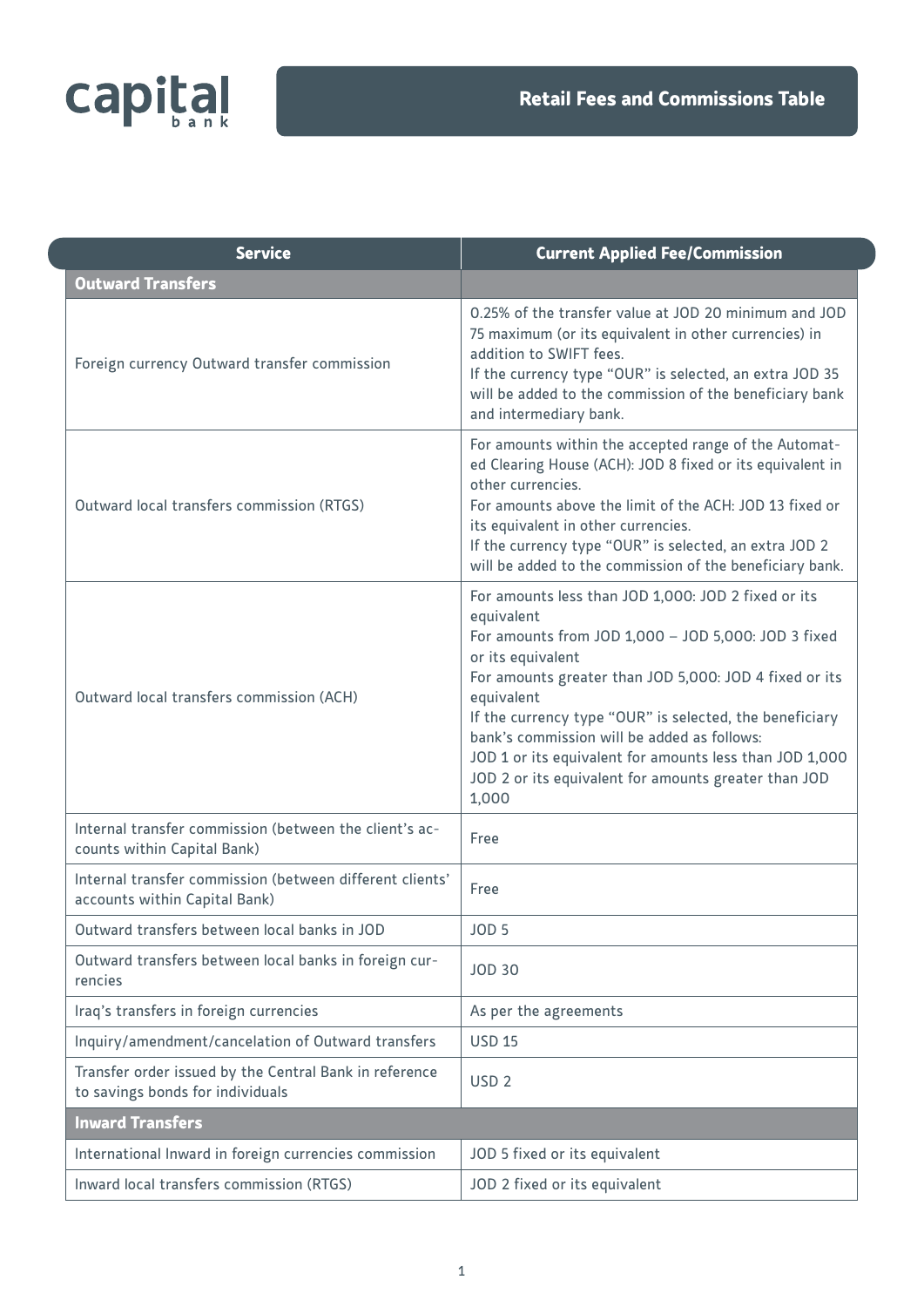capital bank

# Retail Fees and Commissions Table

| Service | Current Applied Fee/Commission |
| --- | --- |
| **Outward Transfers** | |
| Foreign currency Outward transfer commission | 0.25% of the transfer value at JOD 20 minimum and JOD 75 maximum (or its equivalent in other currencies) in addition to SWIFT fees.<br>If the currency type "OUR" is selected, an extra JOD 35 will be added to the commission of the beneficiary bank and intermediary bank. |
| Outward local transfers commission (RTGS) | For amounts within the accepted range of the Automated Clearing House (ACH): JOD 8 fixed or its equivalent in other currencies.<br>For amounts above the limit of the ACH: JOD 13 fixed or its equivalent in other currencies.<br>If the currency type "OUR" is selected, an extra JOD 2 will be added to the commission of the beneficiary bank. |
| Outward local transfers commission (ACH) | For amounts less than JOD 1,000: JOD 2 fixed or its equivalent<br>For amounts from JOD 1,000 – JOD 5,000: JOD 3 fixed or its equivalent<br>For amounts greater than JOD 5,000: JOD 4 fixed or its equivalent<br>If the currency type "OUR" is selected, the beneficiary bank's commission will be added as follows:<br>JOD 1 or its equivalent for amounts less than JOD 1,000<br>JOD 2 or its equivalent for amounts greater than JOD 1,000 |
| Internal transfer commission (between the client's accounts within Capital Bank) | Free |
| Internal transfer commission (between different clients' accounts within Capital Bank) | Free |
| Outward transfers between local banks in JOD | JOD 5 |
| Outward transfers between local banks in foreign currencies | JOD 30 |
| Iraq's transfers in foreign currencies | As per the agreements |
| Inquiry/amendment/cancelation of Outward transfers | USD 15 |
| Transfer order issued by the Central Bank in reference to savings bonds for individuals | USD 2 |
| **Inward Transfers** | |
| International Inward in foreign currencies commission | JOD 5 fixed or its equivalent |
| Inward local transfers commission (RTGS) | JOD 2 fixed or its equivalent |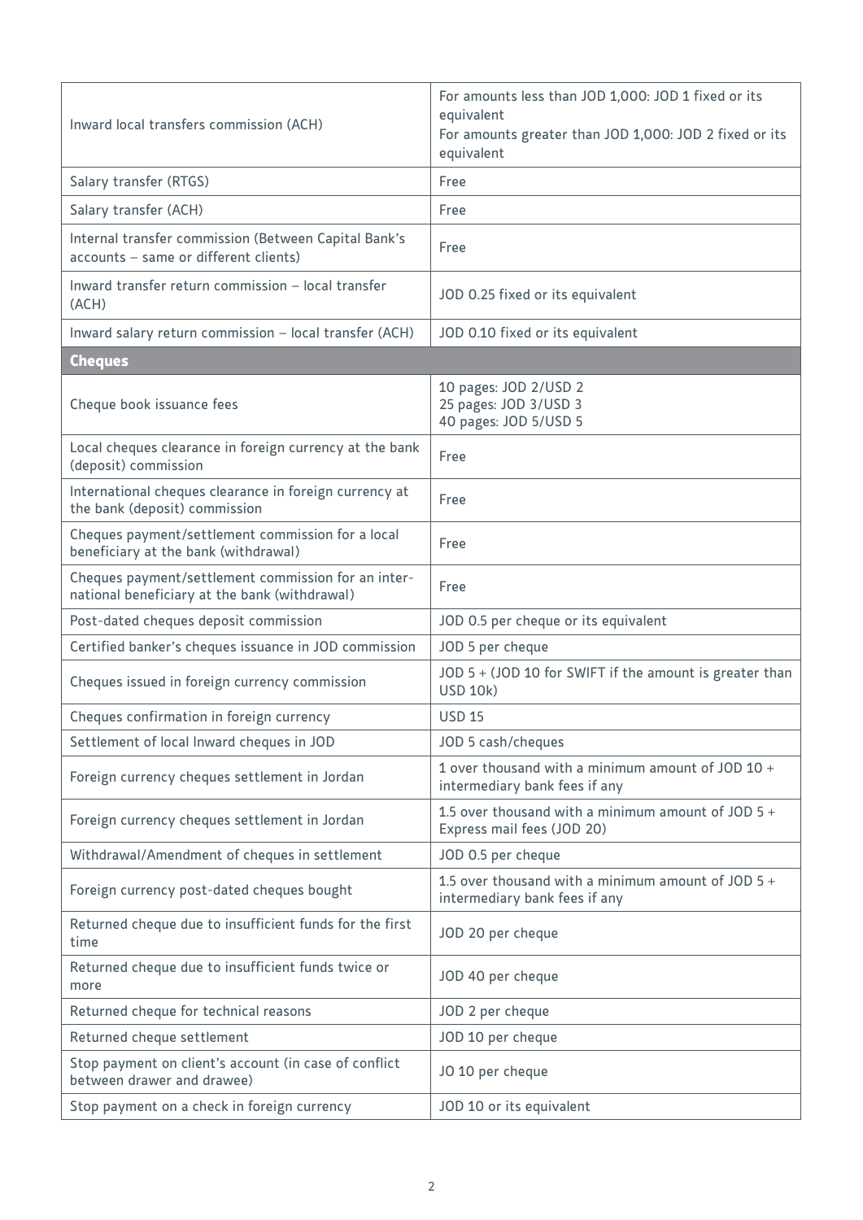| | |
|---|---|
| Inward local transfers commission (ACH) | For amounts less than JOD 1,000: JOD 1 fixed or its equivalent<br>For amounts greater than JOD 1,000: JOD 2 fixed or its equivalent |
| Salary transfer (RTGS) | Free |
| Salary transfer (ACH) | Free |
| Internal transfer commission (Between Capital Bank's accounts – same or different clients) | Free |
| Inward transfer return commission – local transfer (ACH) | JOD 0.25 fixed or its equivalent |
| Inward salary return commission – local transfer (ACH) | JOD 0.10 fixed or its equivalent |
| **Cheques** | |
| Cheque book issuance fees | 10 pages: JOD 2/USD 2<br>25 pages: JOD 3/USD 3<br>40 pages: JOD 5/USD 5 |
| Local cheques clearance in foreign currency at the bank (deposit) commission | Free |
| International cheques clearance in foreign currency at the bank (deposit) commission | Free |
| Cheques payment/settlement commission for a local beneficiary at the bank (withdrawal) | Free |
| Cheques payment/settlement commission for an international beneficiary at the bank (withdrawal) | Free |
| Post-dated cheques deposit commission | JOD 0.5 per cheque or its equivalent |
| Certified banker's cheques issuance in JOD commission | JOD 5 per cheque |
| Cheques issued in foreign currency commission | JOD 5 + (JOD 10 for SWIFT if the amount is greater than USD 10k) |
| Cheques confirmation in foreign currency | USD 15 |
| Settlement of local Inward cheques in JOD | JOD 5 cash/cheques |
| Foreign currency cheques settlement in Jordan | 1 over thousand with a minimum amount of JOD 10 + intermediary bank fees if any |
| Foreign currency cheques settlement in Jordan | 1.5 over thousand with a minimum amount of JOD 5 + Express mail fees (JOD 20) |
| Withdrawal/Amendment of cheques in settlement | JOD 0.5 per cheque |
| Foreign currency post-dated cheques bought | 1.5 over thousand with a minimum amount of JOD 5 + intermediary bank fees if any |
| Returned cheque due to insufficient funds for the first time | JOD 20 per cheque |
| Returned cheque due to insufficient funds twice or more | JOD 40 per cheque |
| Returned cheque for technical reasons | JOD 2 per cheque |
| Returned cheque settlement | JOD 10 per cheque |
| Stop payment on client's account (in case of conflict between drawer and drawee) | JO 10 per cheque |
| Stop payment on a check in foreign currency | JOD 10 or its equivalent |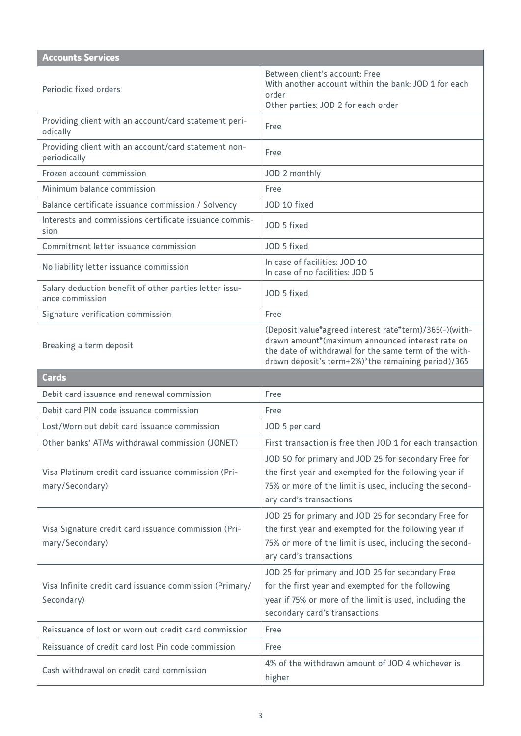| Accounts Services | |
|---|---|
| Periodic fixed orders | Between client's account: Free<br>With another account within the bank: JOD 1 for each order<br>Other parties: JOD 2 for each order |
| Providing client with an account/card statement periodically | Free |
| Providing client with an account/card statement non-periodically | Free |
| Frozen account commission | JOD 2 monthly |
| Minimum balance commission | Free |
| Balance certificate issuance commission / Solvency | JOD 10 fixed |
| Interests and commissions certificate issuance commission | JOD 5 fixed |
| Commitment letter issuance commission | JOD 5 fixed |
| No liability letter issuance commission | In case of facilities: JOD 10<br>In case of no facilities: JOD 5 |
| Salary deduction benefit of other parties letter issuance commission | JOD 5 fixed |
| Signature verification commission | Free |
| Breaking a term deposit | (Deposit value*agreed interest rate*term)/365(-)(withdrawn amount*(maximum announced interest rate on the date of withdrawal for the same term of the withdrawn deposit's term+2%)*the remaining period)/365 |
| **Cards** | |
| Debit card issuance and renewal commission | Free |
| Debit card PIN code issuance commission | Free |
| Lost/Worn out debit card issuance commission | JOD 5 per card |
| Other banks' ATMs withdrawal commission (JONET) | First transaction is free then JOD 1 for each transaction |
| Visa Platinum credit card issuance commission (Primary/Secondary) | JOD 50 for primary and JOD 25 for secondary Free for the first year and exempted for the following year if 75% or more of the limit is used, including the secondary card's transactions |
| Visa Signature credit card issuance commission (Primary/Secondary) | JOD 25 for primary and JOD 25 for secondary Free for the first year and exempted for the following year if 75% or more of the limit is used, including the secondary card's transactions |
| Visa Infinite credit card issuance commission (Primary/Secondary) | JOD 25 for primary and JOD 25 for secondary Free for the first year and exempted for the following year if 75% or more of the limit is used, including the secondary card's transactions |
| Reissuance of lost or worn out credit card commission | Free |
| Reissuance of credit card lost Pin code commission | Free |
| Cash withdrawal on credit card commission | 4% of the withdrawn amount of JOD 4 whichever is higher |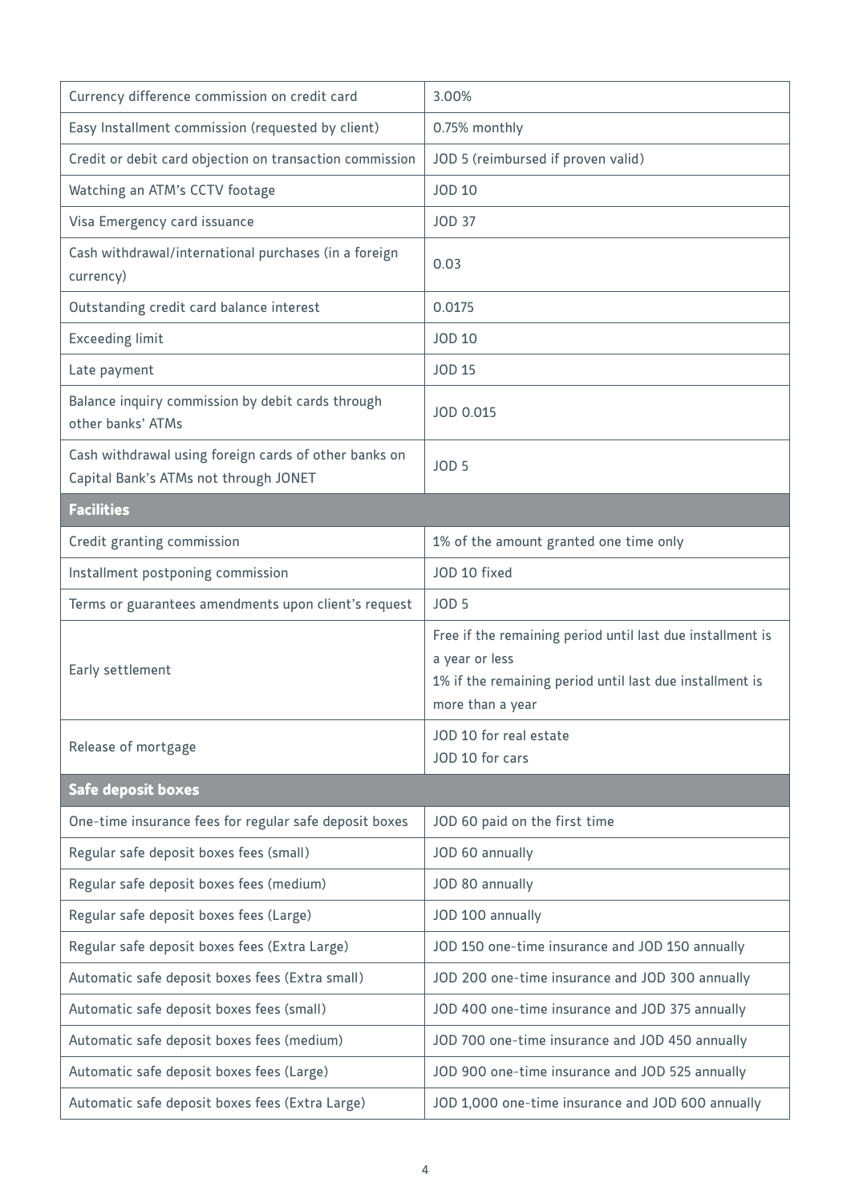| | |
|---|---|
| Currency difference commission on credit card | 3.00% |
| Easy Installment commission (requested by client) | 0.75% monthly |
| Credit or debit card objection on transaction commission | JOD 5 (reimbursed if proven valid) |
| Watching an ATM's CCTV footage | JOD 10 |
| Visa Emergency card issuance | JOD 37 |
| Cash withdrawal/international purchases (in a foreign currency) | 0.03 |
| Outstanding credit card balance interest | 0.0175 |
| Exceeding limit | JOD 10 |
| Late payment | JOD 15 |
| Balance inquiry commission by debit cards through other banks' ATMs | JOD 0.015 |
| Cash withdrawal using foreign cards of other banks on Capital Bank's ATMs not through JONET | JOD 5 |
| **Facilities** | |
| Credit granting commission | 1% of the amount granted one time only |
| Installment postponing commission | JOD 10 fixed |
| Terms or guarantees amendments upon client's request | JOD 5 |
| Early settlement | Free if the remaining period until last due installment is a year or less<br>1% if the remaining period until last due installment is more than a year |
| Release of mortgage | JOD 10 for real estate<br>JOD 10 for cars |
| **Safe deposit boxes** | |
| One-time insurance fees for regular safe deposit boxes | JOD 60 paid on the first time |
| Regular safe deposit boxes fees (small) | JOD 60 annually |
| Regular safe deposit boxes fees (medium) | JOD 80 annually |
| Regular safe deposit boxes fees (Large) | JOD 100 annually |
| Regular safe deposit boxes fees (Extra Large) | JOD 150 one-time insurance and JOD 150 annually |
| Automatic safe deposit boxes fees (Extra small) | JOD 200 one-time insurance and JOD 300 annually |
| Automatic safe deposit boxes fees (small) | JOD 400 one-time insurance and JOD 375 annually |
| Automatic safe deposit boxes fees (medium) | JOD 700 one-time insurance and JOD 450 annually |
| Automatic safe deposit boxes fees (Large) | JOD 900 one-time insurance and JOD 525 annually |
| Automatic safe deposit boxes fees (Extra Large) | JOD 1,000 one-time insurance and JOD 600 annually |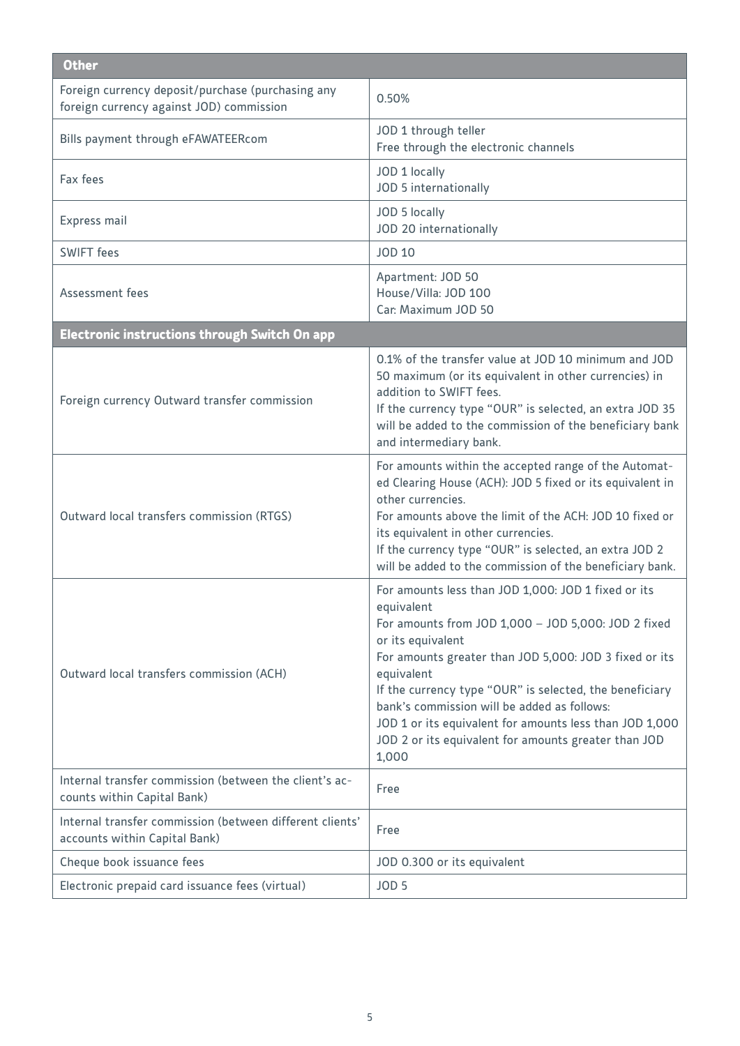| Other | |
|---|---|
| Foreign currency deposit/purchase (purchasing any foreign currency against JOD) commission | 0.50% |
| Bills payment through eFAWATEERcom | JOD 1 through teller<br>Free through the electronic channels |
| Fax fees | JOD 1 locally<br>JOD 5 internationally |
| Express mail | JOD 5 locally<br>JOD 20 internationally |
| SWIFT fees | JOD 10 |
| Assessment fees | Apartment: JOD 50<br>House/Villa: JOD 100<br>Car: Maximum JOD 50 |
| **Electronic instructions through Switch On app** | |
| Foreign currency Outward transfer commission | 0.1% of the transfer value at JOD 10 minimum and JOD 50 maximum (or its equivalent in other currencies) in addition to SWIFT fees.<br>If the currency type "OUR" is selected, an extra JOD 35 will be added to the commission of the beneficiary bank and intermediary bank. |
| Outward local transfers commission (RTGS) | For amounts within the accepted range of the Automated Clearing House (ACH): JOD 5 fixed or its equivalent in other currencies.<br>For amounts above the limit of the ACH: JOD 10 fixed or its equivalent in other currencies.<br>If the currency type "OUR" is selected, an extra JOD 2 will be added to the commission of the beneficiary bank. |
| Outward local transfers commission (ACH) | For amounts less than JOD 1,000: JOD 1 fixed or its equivalent<br>For amounts from JOD 1,000 – JOD 5,000: JOD 2 fixed or its equivalent<br>For amounts greater than JOD 5,000: JOD 3 fixed or its equivalent<br>If the currency type "OUR" is selected, the beneficiary bank's commission will be added as follows:<br>JOD 1 or its equivalent for amounts less than JOD 1,000<br>JOD 2 or its equivalent for amounts greater than JOD 1,000 |
| Internal transfer commission (between the client's accounts within Capital Bank) | Free |
| Internal transfer commission (between different clients' accounts within Capital Bank) | Free |
| Cheque book issuance fees | JOD 0.300 or its equivalent |
| Electronic prepaid card issuance fees (virtual) | JOD 5 |